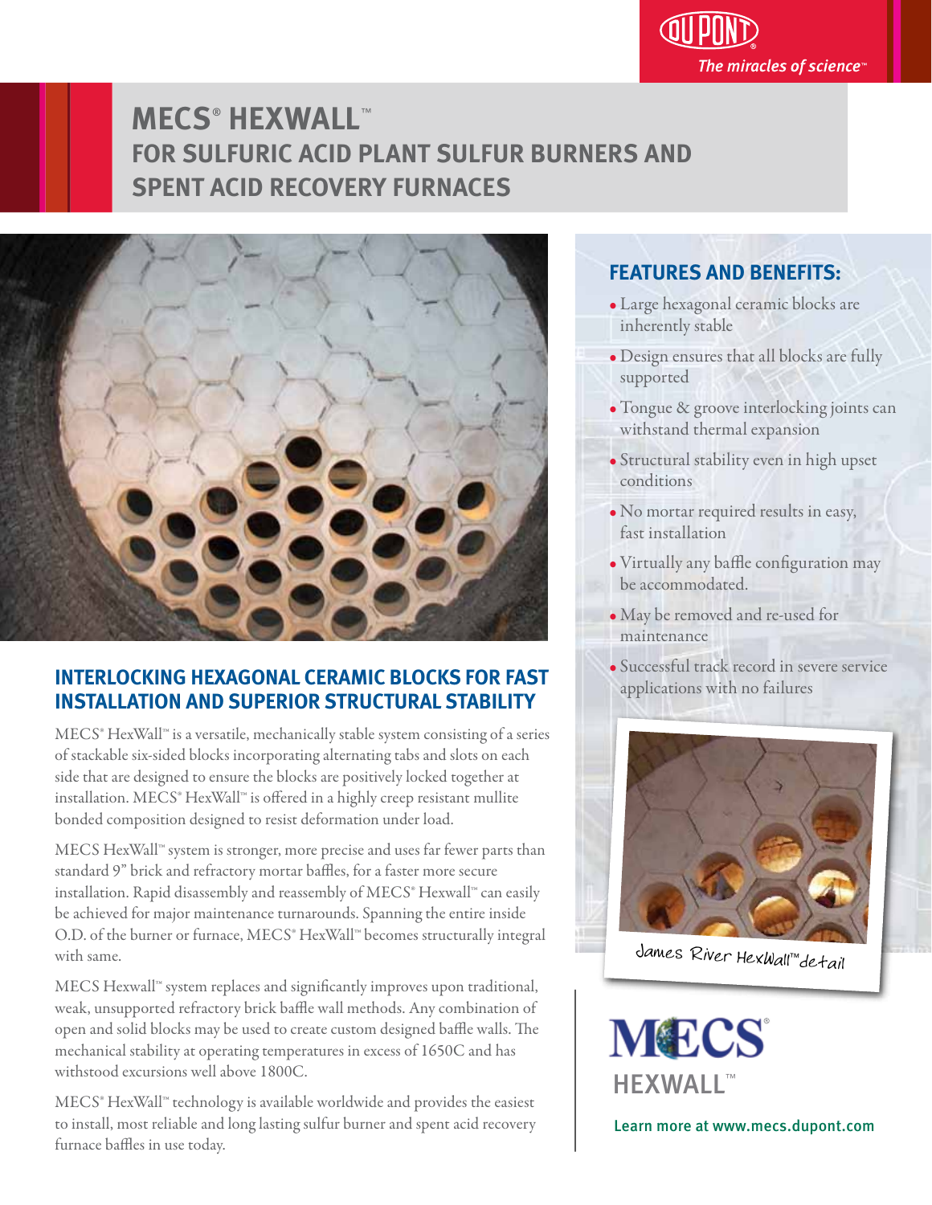# MECS® HEXWALL™

## FOR SULFURIC ACID PLANT SULFUR BURNERS AND SPENT ACID RECOVERY FURNACES

### INTERLOCKING HEXAGONAL CERAMIC BLOCKS FOR FAST INSTALLATION AND SUPERIOR STRUCTURAL STABILITY

MECS® HexWall™ is a versatile, mechanically stable system consisting of a series of stackable six-sided blocks incorporating alternating tabs and slots on each side that are designed to ensure the blocks are positively locked together at installation. MECS® HexWall™ is offered in a highly creep resistant mullite bonded composition designed to resist deformation under load.

MECS HexWall™ system is stronger, more precise and uses far fewer parts than standard 9" brick and refractory mortar baffles, for a faster more secure installation. Rapid disassembly and reassembly of MECS® Hexwall™ can easily be achieved for major maintenance turnarounds. Spanning the entire inside O.D. of the burner or furnace, MECS® HexWall™ becomes structurally integral with same.

MECS Hexwall™ system replaces and significantly improves upon traditional, weak, unsupported refractory brick baffle wall methods. Any combination of open and solid blocks may be used to create custom designed baffle walls. The mechanical stability at operating temperatures in excess of 1650C and has withstood excursions well above 1800C.

MECS® HexWall™ technology is available worldwide and provides the easiest to install, most reliable and long lasting sulfur burner and spent acid recovery furnace baffles in use today.

### FEATURES AND BENEFITS:

- Large hexagonal ceramic blocks are inherently stable
- Design ensures that all blocks are fully supported
- Tongue & groove interlocking joints can withstand thermal expansion
- Structural stability even in high upset conditions
- No mortar required results in easy, fast installation
- Virtually any baffle configuration may be accommodated.
- May be removed and re-used for maintenance
- Successful track record in severe service applications with no failures

James River HexWall™ detail

MECS® HEXWALL™

Learn more at www.mecs.dupont.com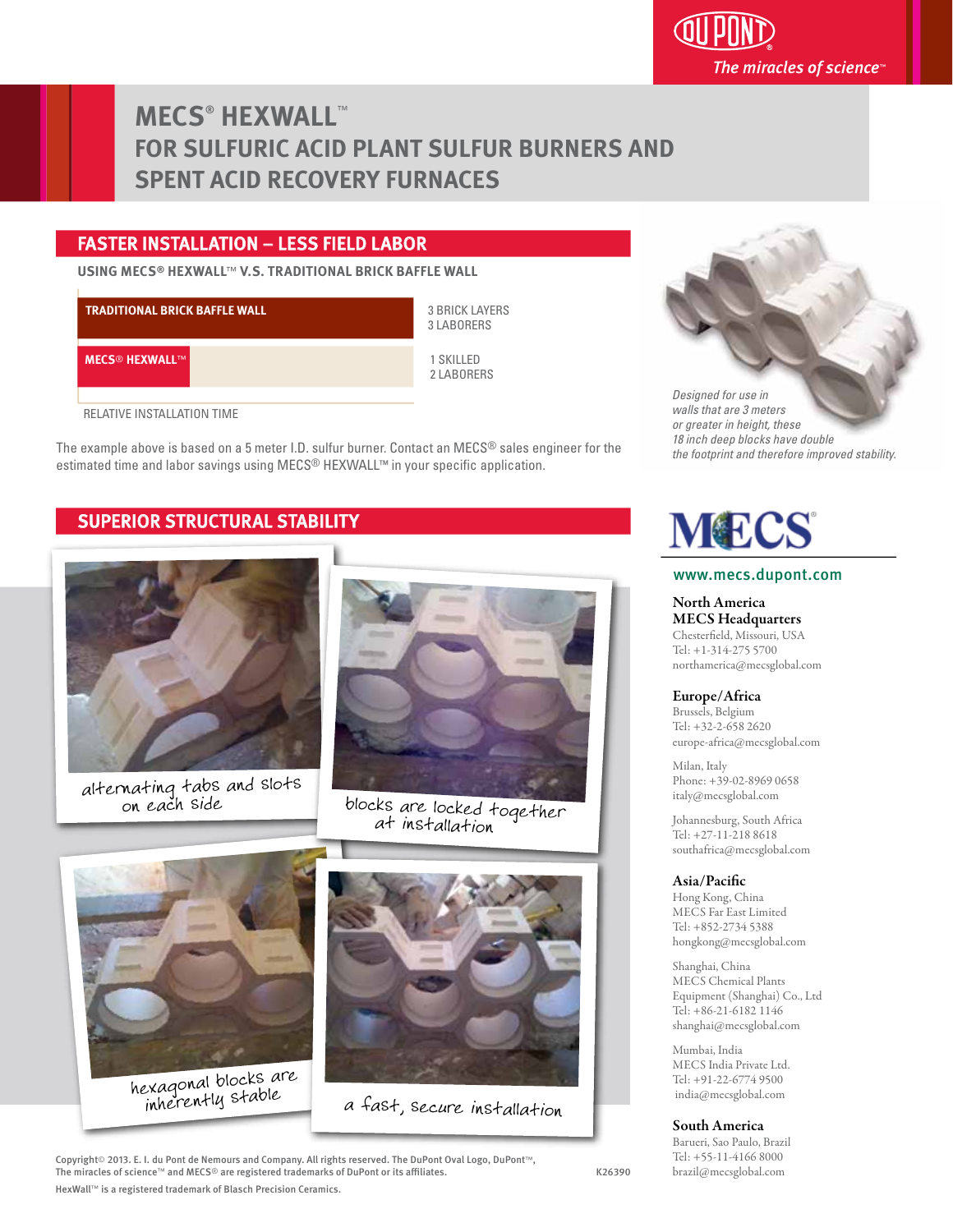# MECS® HEXWALL™
## FOR SULFURIC ACID PLANT SULFUR BURNERS AND SPENT ACID RECOVERY FURNACES

### FASTER INSTALLATION – LESS FIELD LABOR

**USING MECS® HEXWALL™ V.S. TRADITIONAL BRICK BAFFLE WALL**

TRADITIONAL BRICK BAFFLE WALL

3 BRICK LAYERS
3 LABORERS

MECS® HEXWALL™

1 SKILLED
2 LABORERS

RELATIVE INSTALLATION TIME

The example above is based on a 5 meter I.D. sulfur burner. Contact an MECS® sales engineer for the estimated time and labor savings using MECS® HEXWALL™ in your specific application.

*Designed for use in walls that are 3 meters or greater in height, these 18 inch deep blocks have double the footprint and therefore improved stability.*

### SUPERIOR STRUCTURAL STABILITY

alternating tabs and slots on each side

blocks are locked together at installation

hexagonal blocks are inherently stable

a fast, secure installation

**MECS®**

www.mecs.dupont.com

**North America**
**MECS Headquarters**
Chesterfield, Missouri, USA
Tel: +1-314-275 5700
northamerica@mecsglobal.com

**Europe/Africa**
Brussels, Belgium
Tel: +32-2-658 2620
europe-africa@mecsglobal.com

Milan, Italy
Phone: +39-02-8969 0658
italy@mecsglobal.com

Johannesburg, South Africa
Tel: +27-11-218 8618
southafrica@mecsglobal.com

**Asia/Pacific**
Hong Kong, China
MECS Far East Limited
Tel: +852-2734 5388
hongkong@mecsglobal.com

Shanghai, China
MECS Chemical Plants Equipment (Shanghai) Co., Ltd
Tel: +86-21-6182 1146
shanghai@mecsglobal.com

Mumbai, India
MECS India Private Ltd.
Tel: +91-22-6774 9500
india@mecsglobal.com

**South America**
Barueri, Sao Paulo, Brazil
Tel: +55-11-4166 8000
brazil@mecsglobal.com

Copyright© 2013. E. I. du Pont de Nemours and Company. All rights reserved. The DuPont Oval Logo, DuPont™, The miracles of science™ and MECS® are registered trademarks of DuPont or its affiliates.

HexWall™ is a registered trademark of Blasch Precision Ceramics.

K26390